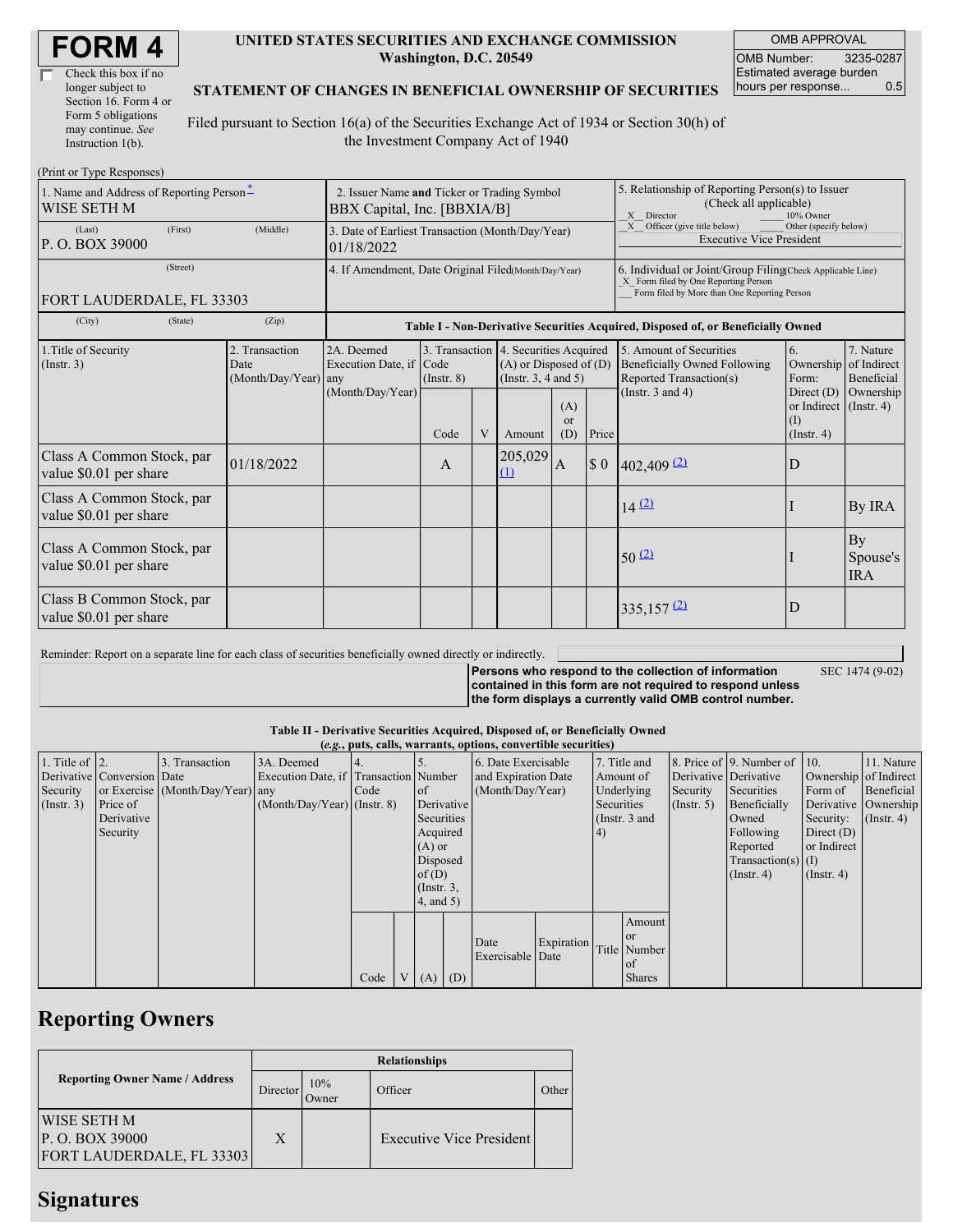# FORM 4

☐ Check this box if no longer subject to Section 16. Form 4 or Form 5 obligations may continue. *See* Instruction 1(b).

**UNITED STATES SECURITIES AND EXCHANGE COMMISSION**
**Washington, D.C. 20549**

**STATEMENT OF CHANGES IN BENEFICIAL OWNERSHIP OF SECURITIES**

Filed pursuant to Section 16(a) of the Securities Exchange Act of 1934 or Section 30(h) of the Investment Company Act of 1940

| OMB APPROVAL | |
|---|---|
| OMB Number: | 3235-0287 |
| Estimated average burden hours per response... | 0.5 |

(Print or Type Responses)

| 1. Name and Address of Reporting Person * | 2. Issuer Name and Ticker or Trading Symbol | 5. Relationship of Reporting Person(s) to Issuer (Check all applicable) |
|---|---|---|
| WISE SETH M | BBX Capital, Inc. [BBXIA/B] | _X_ Director ___ 10% Owner _X_ Officer (give title below) ___ Other (specify below) |
| (Last) (First) (Middle) P. O. BOX 39000 | 3. Date of Earliest Transaction (Month/Day/Year) 01/18/2022 | Executive Vice President |
| (Street) FORT LAUDERDALE, FL 33303 | 4. If Amendment, Date Original Filed (Month/Day/Year) | 6. Individual or Joint/Group Filing (Check Applicable Line) _X_ Form filed by One Reporting Person ___ Form filed by More than One Reporting Person |
| (City) (State) (Zip) | | |

**Table I - Non-Derivative Securities Acquired, Disposed of, or Beneficially Owned**

| 1.Title of Security (Instr. 3) | 2. Transaction Date (Month/Day/Year) | 2A. Deemed Execution Date, if any (Month/Day/Year) | 3. Transaction Code (Instr. 8) | | 4. Securities Acquired (A) or Disposed of (D) (Instr. 3, 4 and 5) | | | 5. Amount of Securities Beneficially Owned Following Reported Transaction(s) (Instr. 3 and 4) | 6. Ownership Form: Direct (D) or Indirect (I) (Instr. 4) | 7. Nature of Indirect Beneficial Ownership (Instr. 4) |
|---|---|---|---|---|---|---|---|---|---|---|
| | | | Code | V | Amount | (A) or (D) | Price | | | |
| Class A Common Stock, par value $0.01 per share | 01/18/2022 | | A | | 205,029 (1) | A | $ 0 | 402,409 (2) | D | |
| Class A Common Stock, par value $0.01 per share | | | | | | | | 14 (2) | I | By IRA |
| Class A Common Stock, par value $0.01 per share | | | | | | | | 50 (2) | I | By Spouse's IRA |
| Class B Common Stock, par value $0.01 per share | | | | | | | | 335,157 (2) | D | |

Reminder: Report on a separate line for each class of securities beneficially owned directly or indirectly.

**Persons who respond to the collection of information contained in this form are not required to respond unless the form displays a currently valid OMB control number.** SEC 1474 (9-02)

**Table II - Derivative Securities Acquired, Disposed of, or Beneficially Owned**
***(e.g., puts, calls, warrants, options, convertible securities)***

| 1. Title of Derivative Security (Instr. 3) | 2. Conversion or Exercise Price of Derivative Security | 3. Transaction Date (Month/Day/Year) | 3A. Deemed Execution Date, if any (Month/Day/Year) | 4. Transaction Code (Instr. 8) | | 5. Number of Derivative Securities Acquired (A) or Disposed of (D) (Instr. 3, 4, and 5) | | 6. Date Exercisable and Expiration Date (Month/Day/Year) | | 7. Title and Amount of Underlying Securities (Instr. 3 and 4) | | 8. Price of Derivative Security (Instr. 5) | 9. Number of Derivative Securities Beneficially Owned Following Reported Transaction(s) (Instr. 4) | 10. Ownership Form of Derivative Security: Direct (D) or Indirect (I) (Instr. 4) | 11. Nature of Indirect Beneficial Ownership (Instr. 4) |
|---|---|---|---|---|---|---|---|---|---|---|---|---|---|---|---|
| | | | | Code | V | (A) | (D) | Date Exercisable | Expiration Date | Title | Amount or Number of Shares | | | | |

## Reporting Owners

| Reporting Owner Name / Address | Relationships | | | |
|---|---|---|---|---|
| | Director | 10% Owner | Officer | Other |
| WISE SETH M P. O. BOX 39000 FORT LAUDERDALE, FL 33303 | X | | Executive Vice President | |

## Signatures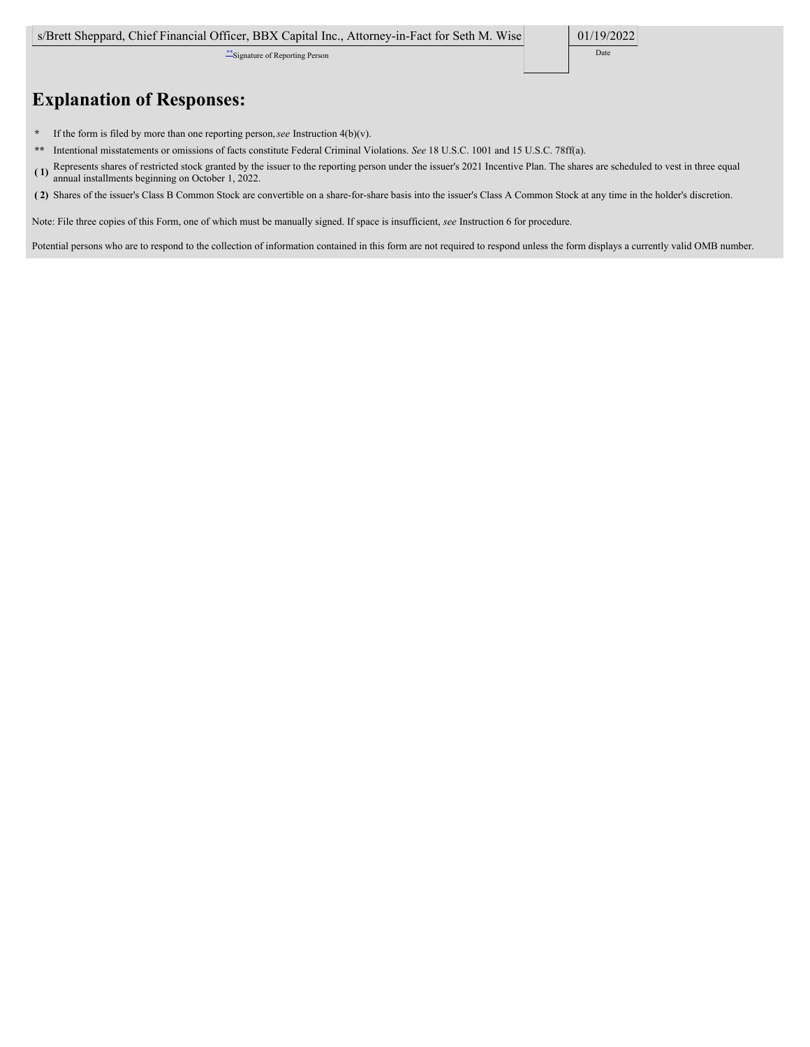| | |
|---|---|
| s/Brett Sheppard, Chief Financial Officer, BBX Capital Inc., Attorney-in-Fact for Seth M. Wise | 01/19/2022 |
| ** Signature of Reporting Person | Date |

# Explanation of Responses:

\* If the form is filed by more than one reporting person, *see* Instruction 4(b)(v).

** Intentional misstatements or omissions of facts constitute Federal Criminal Violations. *See* 18 U.S.C. 1001 and 15 U.S.C. 78ff(a).

**( 1)** Represents shares of restricted stock granted by the issuer to the reporting person under the issuer's 2021 Incentive Plan. The shares are scheduled to vest in three equal annual installments beginning on October 1, 2022.

**( 2)** Shares of the issuer's Class B Common Stock are convertible on a share-for-share basis into the issuer's Class A Common Stock at any time in the holder's discretion.

Note: File three copies of this Form, one of which must be manually signed. If space is insufficient, *see* Instruction 6 for procedure.

Potential persons who are to respond to the collection of information contained in this form are not required to respond unless the form displays a currently valid OMB number.